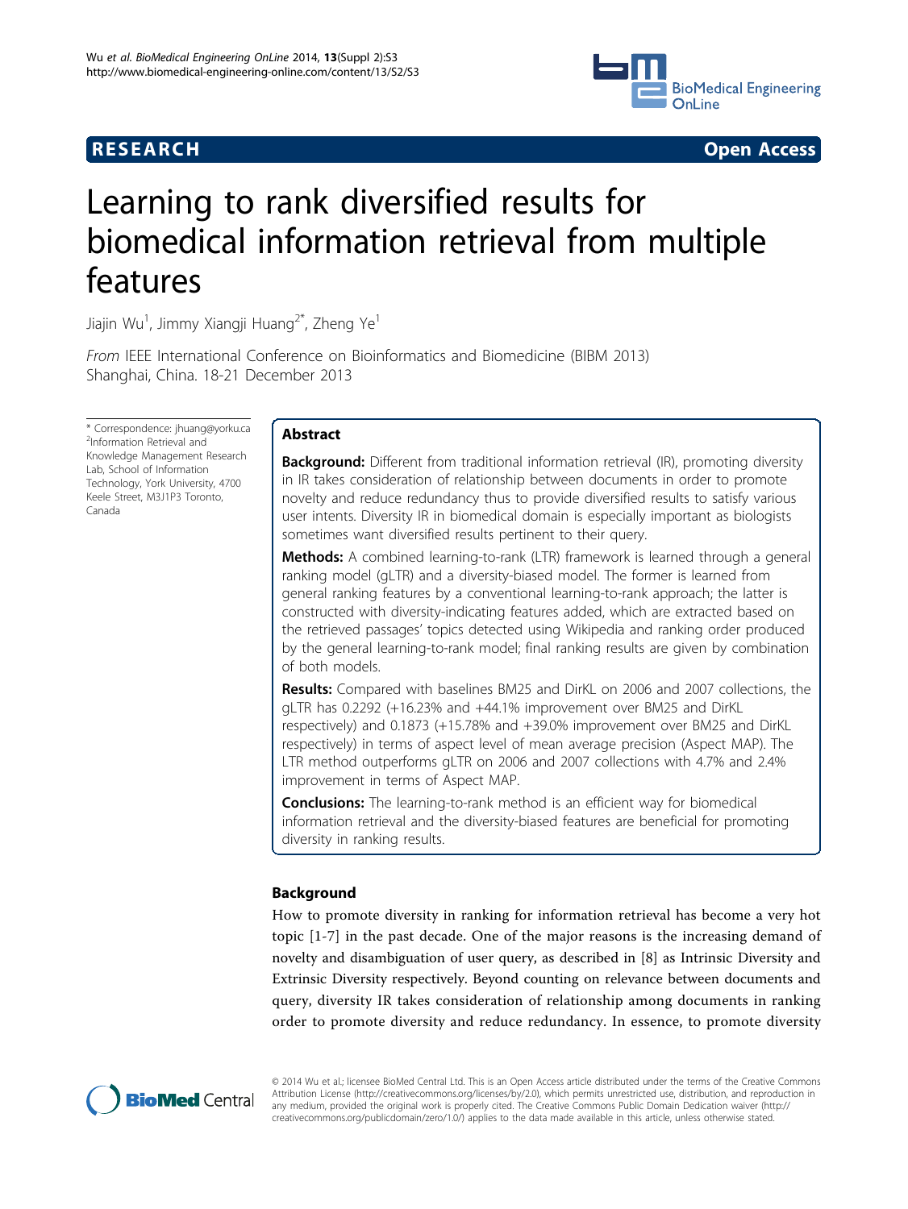# Learning to rank diversified results for biomedical information retrieval from multiple features

Jiajin Wu[1], Jimmy Xiangji Huang[2*], Zheng Ye[1]

*From* IEEE International Conference on Bioinformatics and Biomedicine (BIBM 2013) Shanghai, China. 18-21 December 2013

\* Correspondence: jhuang@yorku.ca
[2]Information Retrieval and Knowledge Management Research Lab, School of Information Technology, York University, 4700 Keele Street, M3J1P3 Toronto, Canada

## Abstract

**Background:** Different from traditional information retrieval (IR), promoting diversity in IR takes consideration of relationship between documents in order to promote novelty and reduce redundancy thus to provide diversified results to satisfy various user intents. Diversity IR in biomedical domain is especially important as biologists sometimes want diversified results pertinent to their query.

**Methods:** A combined learning-to-rank (LTR) framework is learned through a general ranking model (gLTR) and a diversity-biased model. The former is learned from general ranking features by a conventional learning-to-rank approach; the latter is constructed with diversity-indicating features added, which are extracted based on the retrieved passages' topics detected using Wikipedia and ranking order produced by the general learning-to-rank model; final ranking results are given by combination of both models.

**Results:** Compared with baselines BM25 and DirKL on 2006 and 2007 collections, the gLTR has 0.2292 (+16.23% and +44.1% improvement over BM25 and DirKL respectively) and 0.1873 (+15.78% and +39.0% improvement over BM25 and DirKL respectively) in terms of aspect level of mean average precision (Aspect MAP). The LTR method outperforms gLTR on 2006 and 2007 collections with 4.7% and 2.4% improvement in terms of Aspect MAP.

**Conclusions:** The learning-to-rank method is an efficient way for biomedical information retrieval and the diversity-biased features are beneficial for promoting diversity in ranking results.

## Background

How to promote diversity in ranking for information retrieval has become a very hot topic [1-7] in the past decade. One of the major reasons is the increasing demand of novelty and disambiguation of user query, as described in [8] as Intrinsic Diversity and Extrinsic Diversity respectively. Beyond counting on relevance between documents and query, diversity IR takes consideration of relationship among documents in ranking order to promote diversity and reduce redundancy. In essence, to promote diversity

© 2014 Wu et al.; licensee BioMed Central Ltd. This is an Open Access article distributed under the terms of the Creative Commons Attribution License (http://creativecommons.org/licenses/by/2.0), which permits unrestricted use, distribution, and reproduction in any medium, provided the original work is properly cited. The Creative Commons Public Domain Dedication waiver (http://creativecommons.org/publicdomain/zero/1.0/) applies to the data made available in this article, unless otherwise stated.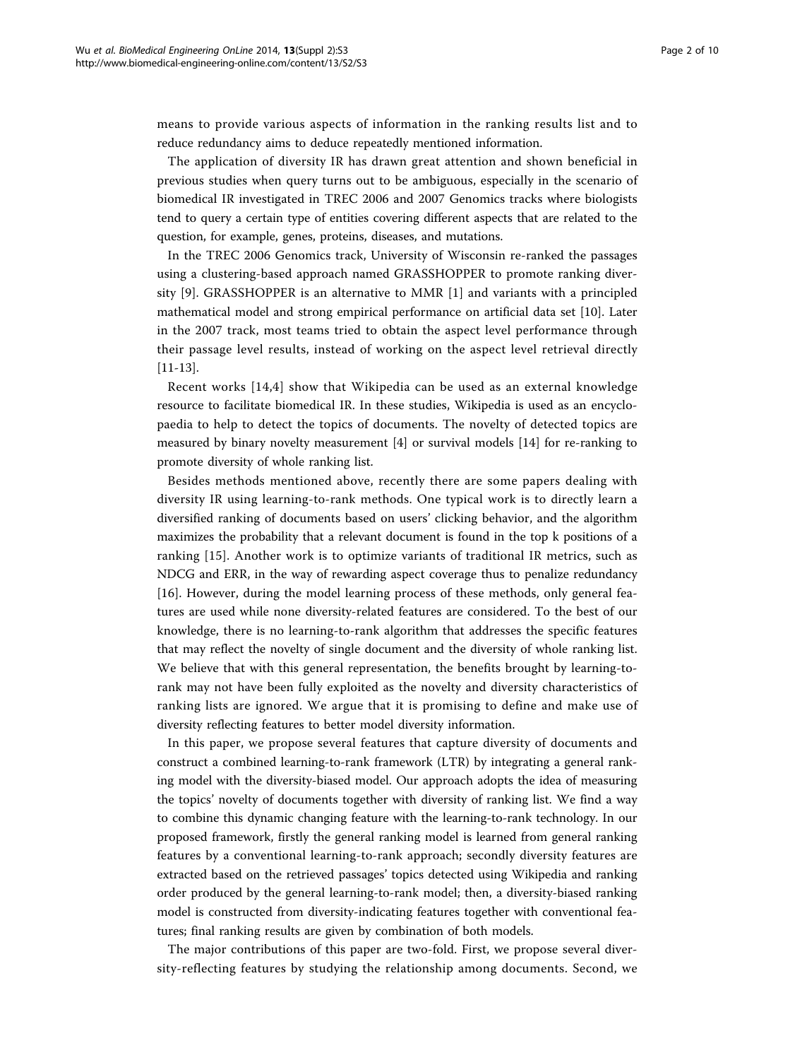means to provide various aspects of information in the ranking results list and to reduce redundancy aims to deduce repeatedly mentioned information.

The application of diversity IR has drawn great attention and shown beneficial in previous studies when query turns out to be ambiguous, especially in the scenario of biomedical IR investigated in TREC 2006 and 2007 Genomics tracks where biologists tend to query a certain type of entities covering different aspects that are related to the question, for example, genes, proteins, diseases, and mutations.

In the TREC 2006 Genomics track, University of Wisconsin re-ranked the passages using a clustering-based approach named GRASSHOPPER to promote ranking diversity [9]. GRASSHOPPER is an alternative to MMR [1] and variants with a principled mathematical model and strong empirical performance on artificial data set [10]. Later in the 2007 track, most teams tried to obtain the aspect level performance through their passage level results, instead of working on the aspect level retrieval directly [11-13].

Recent works [14,4] show that Wikipedia can be used as an external knowledge resource to facilitate biomedical IR. In these studies, Wikipedia is used as an encyclopaedia to help to detect the topics of documents. The novelty of detected topics are measured by binary novelty measurement [4] or survival models [14] for re-ranking to promote diversity of whole ranking list.

Besides methods mentioned above, recently there are some papers dealing with diversity IR using learning-to-rank methods. One typical work is to directly learn a diversified ranking of documents based on users' clicking behavior, and the algorithm maximizes the probability that a relevant document is found in the top k positions of a ranking [15]. Another work is to optimize variants of traditional IR metrics, such as NDCG and ERR, in the way of rewarding aspect coverage thus to penalize redundancy [16]. However, during the model learning process of these methods, only general features are used while none diversity-related features are considered. To the best of our knowledge, there is no learning-to-rank algorithm that addresses the specific features that may reflect the novelty of single document and the diversity of whole ranking list. We believe that with this general representation, the benefits brought by learning-to-rank may not have been fully exploited as the novelty and diversity characteristics of ranking lists are ignored. We argue that it is promising to define and make use of diversity reflecting features to better model diversity information.

In this paper, we propose several features that capture diversity of documents and construct a combined learning-to-rank framework (LTR) by integrating a general ranking model with the diversity-biased model. Our approach adopts the idea of measuring the topics' novelty of documents together with diversity of ranking list. We find a way to combine this dynamic changing feature with the learning-to-rank technology. In our proposed framework, firstly the general ranking model is learned from general ranking features by a conventional learning-to-rank approach; secondly diversity features are extracted based on the retrieved passages' topics detected using Wikipedia and ranking order produced by the general learning-to-rank model; then, a diversity-biased ranking model is constructed from diversity-indicating features together with conventional features; final ranking results are given by combination of both models.

The major contributions of this paper are two-fold. First, we propose several diversity-reflecting features by studying the relationship among documents. Second, we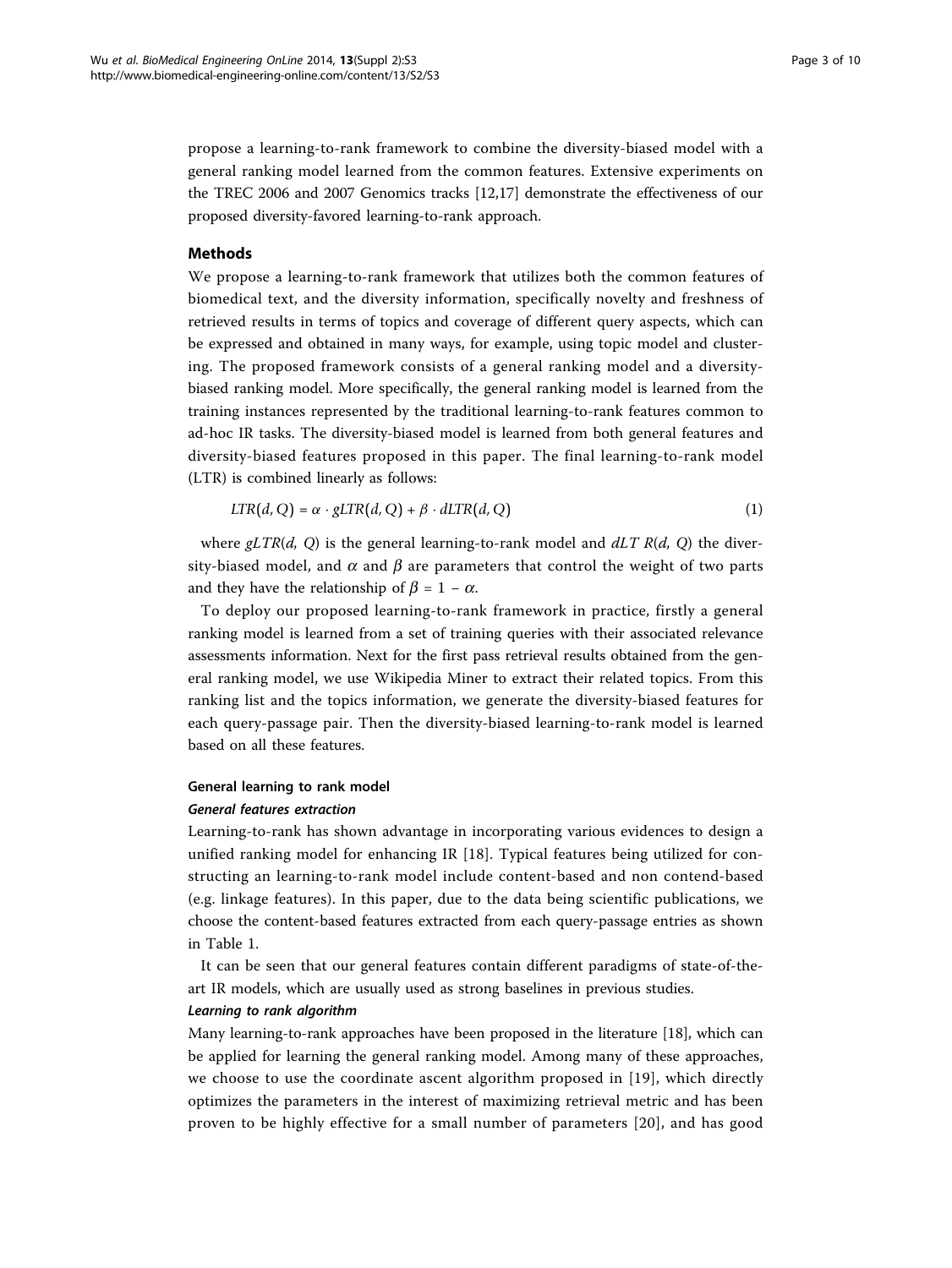propose a learning-to-rank framework to combine the diversity-biased model with a general ranking model learned from the common features. Extensive experiments on the TREC 2006 and 2007 Genomics tracks [12,17] demonstrate the effectiveness of our proposed diversity-favored learning-to-rank approach.

## Methods

We propose a learning-to-rank framework that utilizes both the common features of biomedical text, and the diversity information, specifically novelty and freshness of retrieved results in terms of topics and coverage of different query aspects, which can be expressed and obtained in many ways, for example, using topic model and clustering. The proposed framework consists of a general ranking model and a diversity-biased ranking model. More specifically, the general ranking model is learned from the training instances represented by the traditional learning-to-rank features common to ad-hoc IR tasks. The diversity-biased model is learned from both general features and diversity-biased features proposed in this paper. The final learning-to-rank model (LTR) is combined linearly as follows:

$$LTR(d, Q) = \alpha \cdot gLTR(d, Q) + \beta \cdot dLTR(d, Q) \tag{1}$$

where $gLTR(d, Q)$ is the general learning-to-rank model and $dLTR(d, Q)$ the diversity-biased model, and $\alpha$ and $\beta$ are parameters that control the weight of two parts and they have the relationship of $\beta = 1 - \alpha$.

To deploy our proposed learning-to-rank framework in practice, firstly a general ranking model is learned from a set of training queries with their associated relevance assessments information. Next for the first pass retrieval results obtained from the general ranking model, we use Wikipedia Miner to extract their related topics. From this ranking list and the topics information, we generate the diversity-biased features for each query-passage pair. Then the diversity-biased learning-to-rank model is learned based on all these features.

### General learning to rank model

#### *General features extraction*

Learning-to-rank has shown advantage in incorporating various evidences to design a unified ranking model for enhancing IR [18]. Typical features being utilized for constructing an learning-to-rank model include content-based and non contend-based (e.g. linkage features). In this paper, due to the data being scientific publications, we choose the content-based features extracted from each query-passage entries as shown in Table 1.

It can be seen that our general features contain different paradigms of state-of-the-art IR models, which are usually used as strong baselines in previous studies.

#### *Learning to rank algorithm*

Many learning-to-rank approaches have been proposed in the literature [18], which can be applied for learning the general ranking model. Among many of these approaches, we choose to use the coordinate ascent algorithm proposed in [19], which directly optimizes the parameters in the interest of maximizing retrieval metric and has been proven to be highly effective for a small number of parameters [20], and has good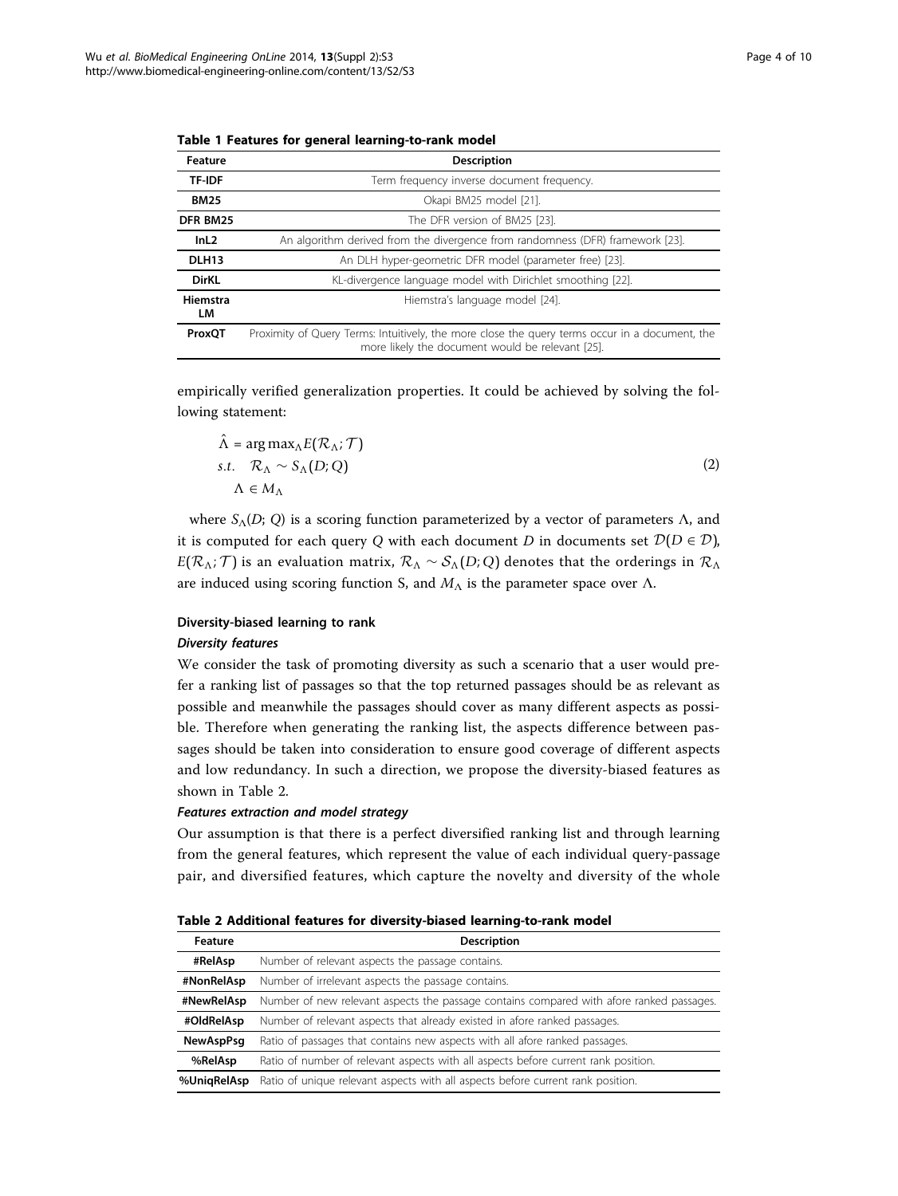**Table 1 Features for general learning-to-rank model**

| Feature | Description |
|---|---|
| **TF-IDF** | Term frequency inverse document frequency. |
| **BM25** | Okapi BM25 model [21]. |
| **DFR BM25** | The DFR version of BM25 [23]. |
| **InL2** | An algorithm derived from the divergence from randomness (DFR) framework [23]. |
| **DLH13** | An DLH hyper-geometric DFR model (parameter free) [23]. |
| **DirKL** | KL-divergence language model with Dirichlet smoothing [22]. |
| **Hiemstra LM** | Hiemstra's language model [24]. |
| **ProxQT** | Proximity of Query Terms: Intuitively, the more close the query terms occur in a document, the more likely the document would be relevant [25]. |

empirically verified generalization properties. It could be achieved by solving the following statement:

$$
\begin{aligned}
&\hat{\Lambda} = \arg\max_{\Lambda} E(\mathcal{R}_{\Lambda}; \mathcal{T}) \\
&s.t. \quad \mathcal{R}_{\Lambda} \sim S_{\Lambda}(D; Q) \\
&\quad \Lambda \in M_{\Lambda}
\end{aligned}
\tag{2}
$$

where $S_{\Lambda}(D; Q)$ is a scoring function parameterized by a vector of parameters $\Lambda$, and it is computed for each query $Q$ with each document $D$ in documents set $\mathcal{D}(D \in \mathcal{D})$, $E(\mathcal{R}_{\Lambda}; \mathcal{T})$ is an evaluation matrix, $\mathcal{R}_{\Lambda} \sim \mathcal{S}_{\Lambda}(D; Q)$ denotes that the orderings in $\mathcal{R}_{\Lambda}$ are induced using scoring function S, and $M_{\Lambda}$ is the parameter space over $\Lambda$.

### Diversity-biased learning to rank

#### *Diversity features*

We consider the task of promoting diversity as such a scenario that a user would prefer a ranking list of passages so that the top returned passages should be as relevant as possible and meanwhile the passages should cover as many different aspects as possible. Therefore when generating the ranking list, the aspects difference between passages should be taken into consideration to ensure good coverage of different aspects and low redundancy. In such a direction, we propose the diversity-biased features as shown in Table 2.

#### *Features extraction and model strategy*

Our assumption is that there is a perfect diversified ranking list and through learning from the general features, which represent the value of each individual query-passage pair, and diversified features, which capture the novelty and diversity of the whole

**Table 2 Additional features for diversity-biased learning-to-rank model**

| Feature | Description |
|---|---|
| **#RelAsp** | Number of relevant aspects the passage contains. |
| **#NonRelAsp** | Number of irrelevant aspects the passage contains. |
| **#NewRelAsp** | Number of new relevant aspects the passage contains compared with afore ranked passages. |
| **#OldRelAsp** | Number of relevant aspects that already existed in afore ranked passages. |
| **NewAspPsg** | Ratio of passages that contains new aspects with all afore ranked passages. |
| **%RelAsp** | Ratio of number of relevant aspects with all aspects before current rank position. |
| **%UniqRelAsp** | Ratio of unique relevant aspects with all aspects before current rank position. |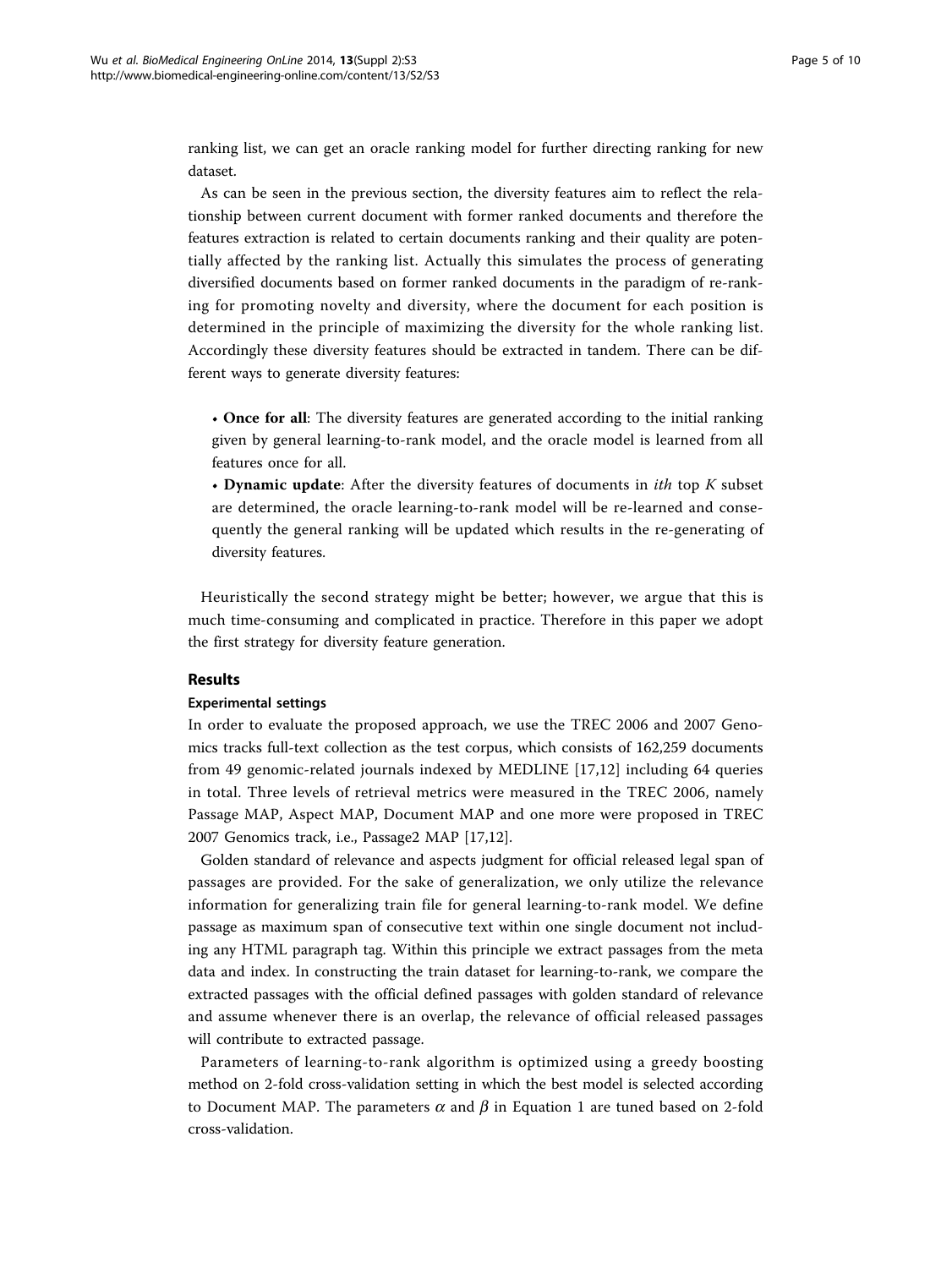ranking list, we can get an oracle ranking model for further directing ranking for new dataset.

As can be seen in the previous section, the diversity features aim to reflect the relationship between current document with former ranked documents and therefore the features extraction is related to certain documents ranking and their quality are potentially affected by the ranking list. Actually this simulates the process of generating diversified documents based on former ranked documents in the paradigm of re-ranking for promoting novelty and diversity, where the document for each position is determined in the principle of maximizing the diversity for the whole ranking list. Accordingly these diversity features should be extracted in tandem. There can be different ways to generate diversity features:

- **Once for all**: The diversity features are generated according to the initial ranking given by general learning-to-rank model, and the oracle model is learned from all features once for all.
- **Dynamic update**: After the diversity features of documents in *ith* top $K$ subset are determined, the oracle learning-to-rank model will be re-learned and consequently the general ranking will be updated which results in the re-generating of diversity features.

Heuristically the second strategy might be better; however, we argue that this is much time-consuming and complicated in practice. Therefore in this paper we adopt the first strategy for diversity feature generation.

## Results

### Experimental settings

In order to evaluate the proposed approach, we use the TREC 2006 and 2007 Genomics tracks full-text collection as the test corpus, which consists of 162,259 documents from 49 genomic-related journals indexed by MEDLINE [17,12] including 64 queries in total. Three levels of retrieval metrics were measured in the TREC 2006, namely Passage MAP, Aspect MAP, Document MAP and one more were proposed in TREC 2007 Genomics track, i.e., Passage2 MAP [17,12].

Golden standard of relevance and aspects judgment for official released legal span of passages are provided. For the sake of generalization, we only utilize the relevance information for generalizing train file for general learning-to-rank model. We define passage as maximum span of consecutive text within one single document not including any HTML paragraph tag. Within this principle we extract passages from the meta data and index. In constructing the train dataset for learning-to-rank, we compare the extracted passages with the official defined passages with golden standard of relevance and assume whenever there is an overlap, the relevance of official released passages will contribute to extracted passage.

Parameters of learning-to-rank algorithm is optimized using a greedy boosting method on 2-fold cross-validation setting in which the best model is selected according to Document MAP. The parameters $\alpha$ and $\beta$ in Equation 1 are tuned based on 2-fold cross-validation.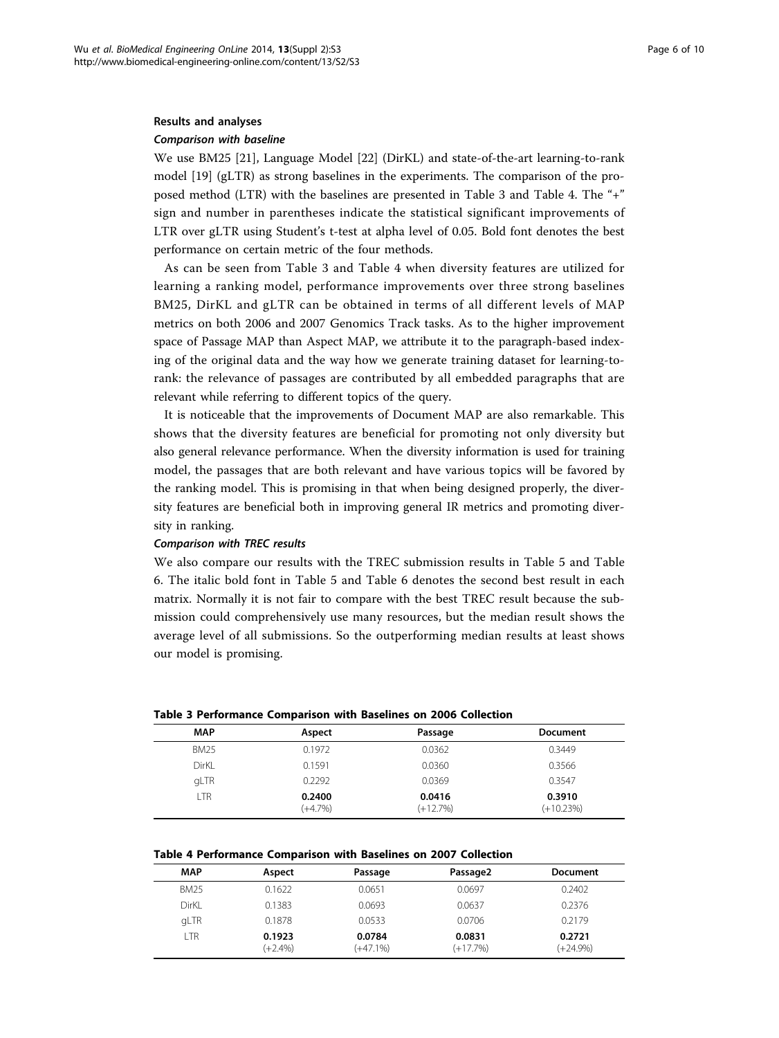### Results and analyses

#### *Comparison with baseline*

We use BM25 [21], Language Model [22] (DirKL) and state-of-the-art learning-to-rank model [19] (gLTR) as strong baselines in the experiments. The comparison of the proposed method (LTR) with the baselines are presented in Table 3 and Table 4. The "+" sign and number in parentheses indicate the statistical significant improvements of LTR over gLTR using Student's t-test at alpha level of 0.05. Bold font denotes the best performance on certain metric of the four methods.

As can be seen from Table 3 and Table 4 when diversity features are utilized for learning a ranking model, performance improvements over three strong baselines BM25, DirKL and gLTR can be obtained in terms of all different levels of MAP metrics on both 2006 and 2007 Genomics Track tasks. As to the higher improvement space of Passage MAP than Aspect MAP, we attribute it to the paragraph-based indexing of the original data and the way how we generate training dataset for learning-to-rank: the relevance of passages are contributed by all embedded paragraphs that are relevant while referring to different topics of the query.

It is noticeable that the improvements of Document MAP are also remarkable. This shows that the diversity features are beneficial for promoting not only diversity but also general relevance performance. When the diversity information is used for training model, the passages that are both relevant and have various topics will be favored by the ranking model. This is promising in that when being designed properly, the diversity features are beneficial both in improving general IR metrics and promoting diversity in ranking.

#### *Comparison with TREC results*

We also compare our results with the TREC submission results in Table 5 and Table 6. The italic bold font in Table 5 and Table 6 denotes the second best result in each matrix. Normally it is not fair to compare with the best TREC result because the submission could comprehensively use many resources, but the median result shows the average level of all submissions. So the outperforming median results at least shows our model is promising.

**Table 3 Performance Comparison with Baselines on 2006 Collection**

| MAP | Aspect | Passage | Document |
|---|---|---|---|
| BM25 | 0.1972 | 0.0362 | 0.3449 |
| DirKL | 0.1591 | 0.0360 | 0.3566 |
| gLTR | 0.2292 | 0.0369 | 0.3547 |
| LTR | **0.2400** (+4.7%) | **0.0416** (+12.7%) | **0.3910** (+10.23%) |

**Table 4 Performance Comparison with Baselines on 2007 Collection**

| MAP | Aspect | Passage | Passage2 | Document |
|---|---|---|---|---|
| BM25 | 0.1622 | 0.0651 | 0.0697 | 0.2402 |
| DirKL | 0.1383 | 0.0693 | 0.0637 | 0.2376 |
| gLTR | 0.1878 | 0.0533 | 0.0706 | 0.2179 |
| LTR | **0.1923** (+2.4%) | **0.0784** (+47.1%) | **0.0831** (+17.7%) | **0.2721** (+24.9%) |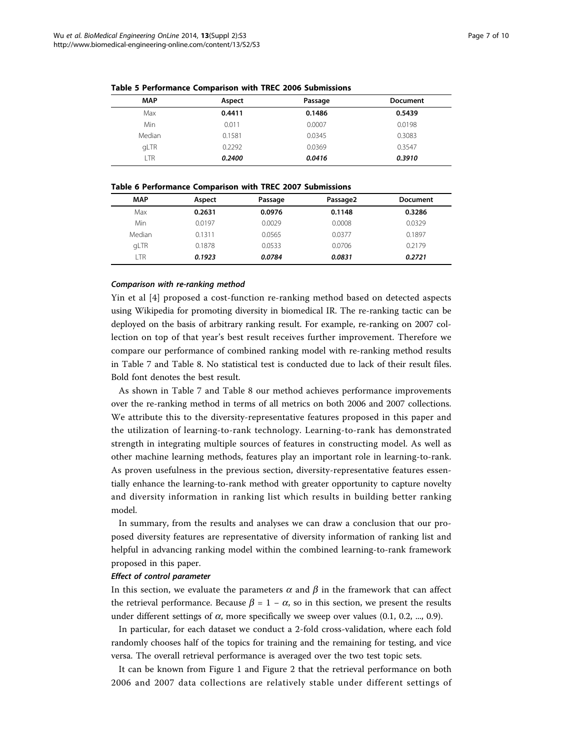**Table 5 Performance Comparison with TREC 2006 Submissions**

| MAP | Aspect | Passage | Document |
|---|---|---|---|
| Max | **0.4411** | **0.1486** | **0.5439** |
| Min | 0.011 | 0.0007 | 0.0198 |
| Median | 0.1581 | 0.0345 | 0.3083 |
| gLTR | 0.2292 | 0.0369 | 0.3547 |
| LTR | ***0.2400*** | ***0.0416*** | ***0.3910*** |

**Table 6 Performance Comparison with TREC 2007 Submissions**

| MAP | Aspect | Passage | Passage2 | Document |
|---|---|---|---|---|
| Max | **0.2631** | **0.0976** | **0.1148** | **0.3286** |
| Min | 0.0197 | 0.0029 | 0.0008 | 0.0329 |
| Median | 0.1311 | 0.0565 | 0.0377 | 0.1897 |
| gLTR | 0.1878 | 0.0533 | 0.0706 | 0.2179 |
| LTR | ***0.1923*** | ***0.0784*** | ***0.0831*** | ***0.2721*** |

#### *Comparison with re-ranking method*

Yin et al [4] proposed a cost-function re-ranking method based on detected aspects using Wikipedia for promoting diversity in biomedical IR. The re-ranking tactic can be deployed on the basis of arbitrary ranking result. For example, re-ranking on 2007 collection on top of that year's best result receives further improvement. Therefore we compare our performance of combined ranking model with re-ranking method results in Table 7 and Table 8. No statistical test is conducted due to lack of their result files. Bold font denotes the best result.

As shown in Table 7 and Table 8 our method achieves performance improvements over the re-ranking method in terms of all metrics on both 2006 and 2007 collections. We attribute this to the diversity-representative features proposed in this paper and the utilization of learning-to-rank technology. Learning-to-rank has demonstrated strength in integrating multiple sources of features in constructing model. As well as other machine learning methods, features play an important role in learning-to-rank. As proven usefulness in the previous section, diversity-representative features essentially enhance the learning-to-rank method with greater opportunity to capture novelty and diversity information in ranking list which results in building better ranking model.

In summary, from the results and analyses we can draw a conclusion that our proposed diversity features are representative of diversity information of ranking list and helpful in advancing ranking model within the combined learning-to-rank framework proposed in this paper.

#### *Effect of control parameter*

In this section, we evaluate the parameters $\alpha$ and $\beta$ in the framework that can affect the retrieval performance. Because $\beta = 1 - \alpha$, so in this section, we present the results under different settings of $\alpha$, more specifically we sweep over values (0.1, 0.2, ..., 0.9).

In particular, for each dataset we conduct a 2-fold cross-validation, where each fold randomly chooses half of the topics for training and the remaining for testing, and vice versa. The overall retrieval performance is averaged over the two test topic sets.

It can be known from Figure 1 and Figure 2 that the retrieval performance on both 2006 and 2007 data collections are relatively stable under different settings of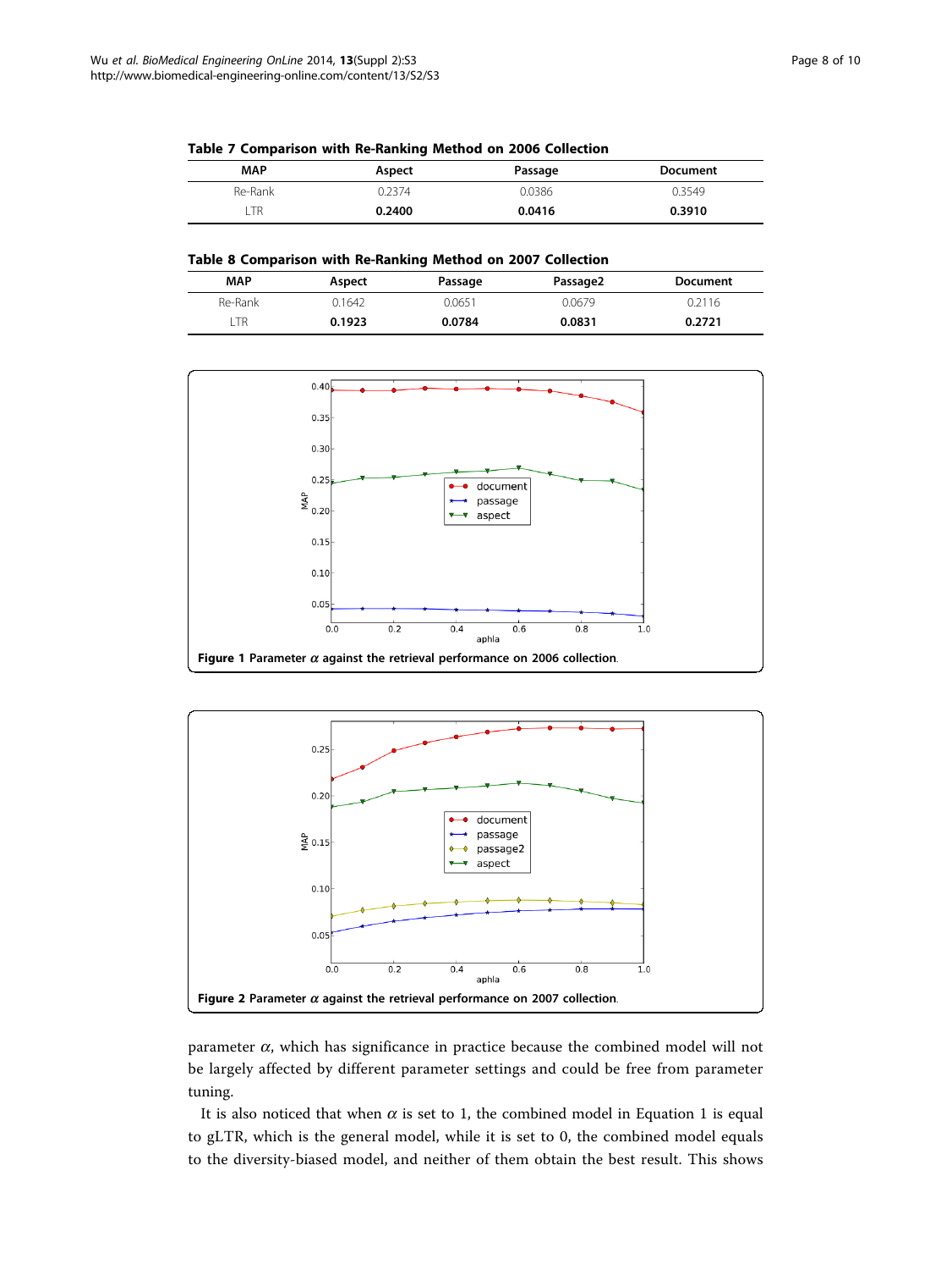**Table 7 Comparison with Re-Ranking Method on 2006 Collection**

| MAP | Aspect | Passage | Document |
|---|---|---|---|
| Re-Rank | 0.2374 | 0.0386 | 0.3549 |
| LTR | **0.2400** | **0.0416** | **0.3910** |

**Table 8 Comparison with Re-Ranking Method on 2007 Collection**

| MAP | Aspect | Passage | Passage2 | Document |
|---|---|---|---|---|
| Re-Rank | 0.1642 | 0.0651 | 0.0679 | 0.2116 |
| LTR | **0.1923** | **0.0784** | **0.0831** | **0.2721** |

**Figure 1** Parameter $\alpha$ against the retrieval performance on 2006 collection.

**Figure 2** Parameter $\alpha$ against the retrieval performance on 2007 collection.

parameter $\alpha$, which has significance in practice because the combined model will not be largely affected by different parameter settings and could be free from parameter tuning.

It is also noticed that when $\alpha$ is set to 1, the combined model in Equation 1 is equal to gLTR, which is the general model, while it is set to 0, the combined model equals to the diversity-biased model, and neither of them obtain the best result. This shows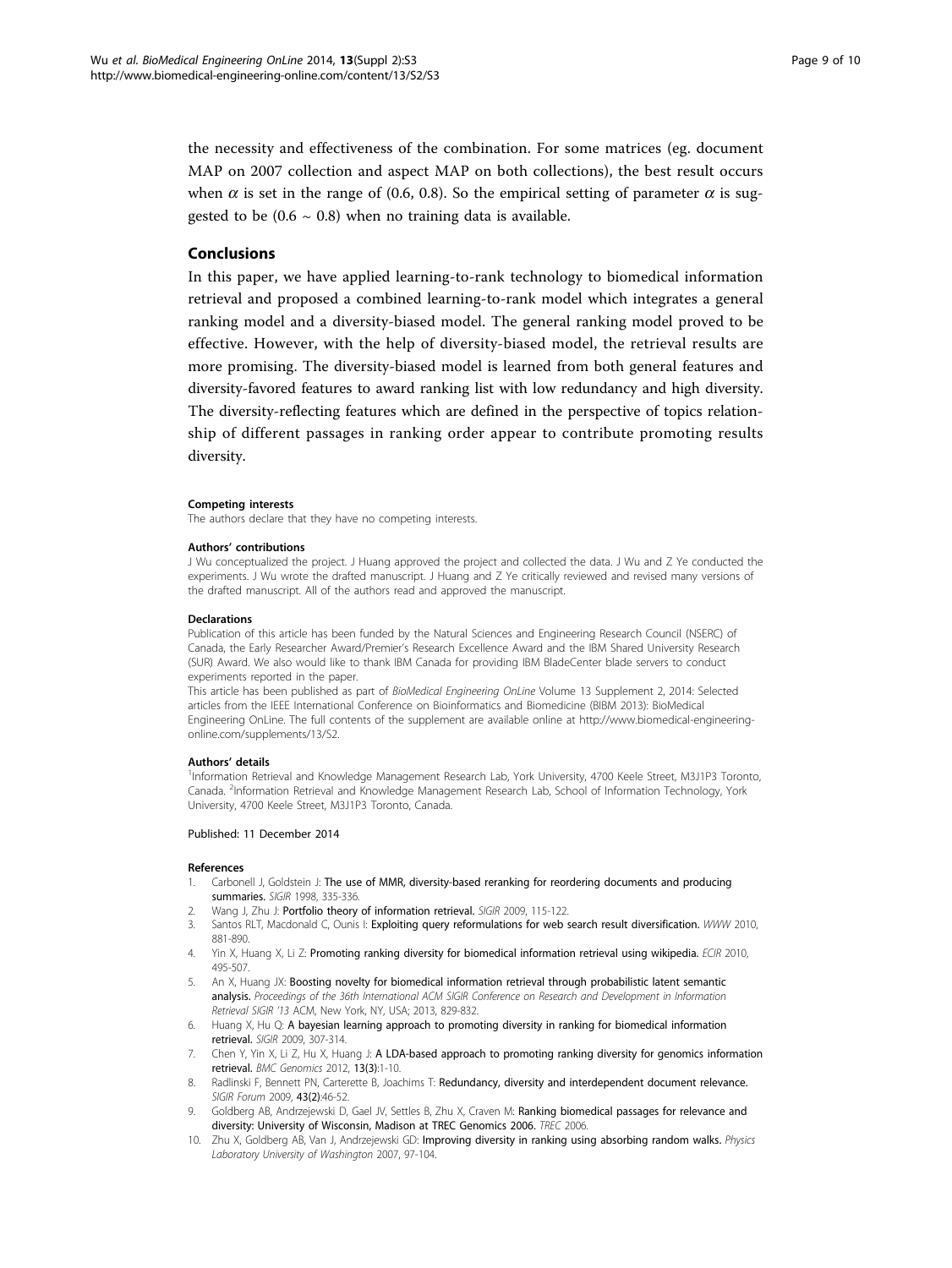the necessity and effectiveness of the combination. For some matrices (eg. document MAP on 2007 collection and aspect MAP on both collections), the best result occurs when $\alpha$ is set in the range of (0.6, 0.8). So the empirical setting of parameter $\alpha$ is suggested to be ($0.6 \sim 0.8$) when no training data is available.

## Conclusions

In this paper, we have applied learning-to-rank technology to biomedical information retrieval and proposed a combined learning-to-rank model which integrates a general ranking model and a diversity-biased model. The general ranking model proved to be effective. However, with the help of diversity-biased model, the retrieval results are more promising. The diversity-biased model is learned from both general features and diversity-favored features to award ranking list with low redundancy and high diversity. The diversity-reflecting features which are defined in the perspective of topics relationship of different passages in ranking order appear to contribute promoting results diversity.

#### Competing interests

The authors declare that they have no competing interests.

#### Authors' contributions

J Wu conceptualized the project. J Huang approved the project and collected the data. J Wu and Z Ye conducted the experiments. J Wu wrote the drafted manuscript. J Huang and Z Ye critically reviewed and revised many versions of the drafted manuscript. All of the authors read and approved the manuscript.

#### Declarations

Publication of this article has been funded by the Natural Sciences and Engineering Research Council (NSERC) of Canada, the Early Researcher Award/Premier's Research Excellence Award and the IBM Shared University Research (SUR) Award. We also would like to thank IBM Canada for providing IBM BladeCenter blade servers to conduct experiments reported in the paper.

This article has been published as part of *BioMedical Engineering OnLine* Volume 13 Supplement 2, 2014: Selected articles from the IEEE International Conference on Bioinformatics and Biomedicine (BIBM 2013): BioMedical Engineering OnLine. The full contents of the supplement are available online at http://www.biomedical-engineering-online.com/supplements/13/S2.

#### Authors' details

[1]Information Retrieval and Knowledge Management Research Lab, York University, 4700 Keele Street, M3J1P3 Toronto, Canada. [2]Information Retrieval and Knowledge Management Research Lab, School of Information Technology, York University, 4700 Keele Street, M3J1P3 Toronto, Canada.

Published: 11 December 2014

#### References

1. Carbonell J, Goldstein J: **The use of MMR, diversity-based reranking for reordering documents and producing summaries.** *SIGIR* 1998, 335-336.
2. Wang J, Zhu J: **Portfolio theory of information retrieval.** *SIGIR* 2009, 115-122.
3. Santos RLT, Macdonald C, Ounis I: **Exploiting query reformulations for web search result diversification.** *WWW* 2010, 881-890.
4. Yin X, Huang X, Li Z: **Promoting ranking diversity for biomedical information retrieval using wikipedia.** *ECIR* 2010, 495-507.
5. An X, Huang JX: **Boosting novelty for biomedical information retrieval through probabilistic latent semantic analysis.** *Proceedings of the 36th International ACM SIGIR Conference on Research and Development in Information Retrieval SIGIR '13* ACM, New York, NY, USA; 2013, 829-832.
6. Huang X, Hu Q: **A bayesian learning approach to promoting diversity in ranking for biomedical information retrieval.** *SIGIR* 2009, 307-314.
7. Chen Y, Yin X, Li Z, Hu X, Huang J: **A LDA-based approach to promoting ranking diversity for genomics information retrieval.** *BMC Genomics* 2012, **13(3)**:1-10.
8. Radlinski F, Bennett PN, Carterette B, Joachims T: **Redundancy, diversity and interdependent document relevance.** *SIGIR Forum* 2009, **43(2)**:46-52.
9. Goldberg AB, Andrzejewski D, Gael JV, Settles B, Zhu X, Craven M: **Ranking biomedical passages for relevance and diversity: University of Wisconsin, Madison at TREC Genomics 2006.** *TREC* 2006.
10. Zhu X, Goldberg AB, Van J, Andrzejewski GD: **Improving diversity in ranking using absorbing random walks.** *Physics Laboratory University of Washington* 2007, 97-104.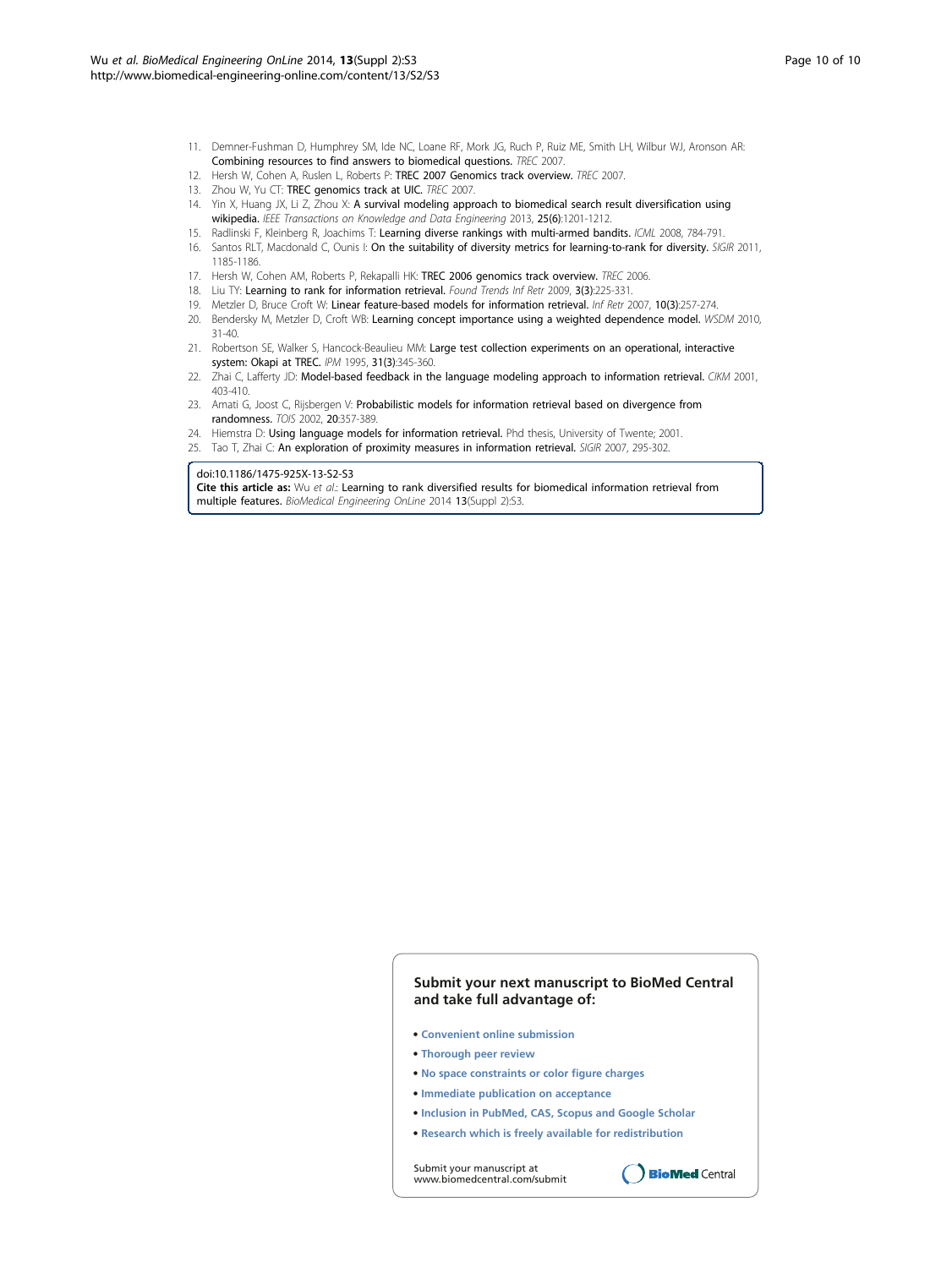11. Demner-Fushman D, Humphrey SM, Ide NC, Loane RF, Mork JG, Ruch P, Ruiz ME, Smith LH, Wilbur WJ, Aronson AR: **Combining resources to find answers to biomedical questions.** *TREC* 2007.
12. Hersh W, Cohen A, Ruslen L, Roberts P: **TREC 2007 Genomics track overview.** *TREC* 2007.
13. Zhou W, Yu CT: **TREC genomics track at UIC.** *TREC* 2007.
14. Yin X, Huang JX, Li Z, Zhou X: **A survival modeling approach to biomedical search result diversification using wikipedia.** *IEEE Transactions on Knowledge and Data Engineering* 2013, **25(6)**:1201-1212.
15. Radlinski F, Kleinberg R, Joachims T: **Learning diverse rankings with multi-armed bandits.** *ICML* 2008, 784-791.
16. Santos RLT, Macdonald C, Ounis I: **On the suitability of diversity metrics for learning-to-rank for diversity.** *SIGIR* 2011, 1185-1186.
17. Hersh W, Cohen AM, Roberts P, Rekapalli HK: **TREC 2006 genomics track overview.** *TREC* 2006.
18. Liu TY: **Learning to rank for information retrieval.** *Found Trends Inf Retr* 2009, **3(3)**:225-331.
19. Metzler D, Bruce Croft W: **Linear feature-based models for information retrieval.** *Inf Retr* 2007, **10(3)**:257-274.
20. Bendersky M, Metzler D, Croft WB: **Learning concept importance using a weighted dependence model.** *WSDM* 2010, 31-40.
21. Robertson SE, Walker S, Hancock-Beaulieu MM: **Large test collection experiments on an operational, interactive system: Okapi at TREC.** *IPM* 1995, **31(3)**:345-360.
22. Zhai C, Lafferty JD: **Model-based feedback in the language modeling approach to information retrieval.** *CIKM* 2001, 403-410.
23. Amati G, Joost C, Rijsbergen V: **Probabilistic models for information retrieval based on divergence from randomness.** *TOIS* 2002, **20**:357-389.
24. Hiemstra D: **Using language models for information retrieval.** Phd thesis, University of Twente; 2001.
25. Tao T, Zhai C: **An exploration of proximity measures in information retrieval.** *SIGIR* 2007, 295-302.

doi:10.1186/1475-925X-13-S2-S3

**Cite this article as:** Wu *et al.*: Learning to rank diversified results for biomedical information retrieval from multiple features. *BioMedical Engineering OnLine* 2014 **13**(Suppl 2):S3.

**Submit your next manuscript to BioMed Central and take full advantage of:**

- **Convenient online submission**
- **Thorough peer review**
- **No space constraints or color figure charges**
- **Immediate publication on acceptance**
- **Inclusion in PubMed, CAS, Scopus and Google Scholar**
- **Research which is freely available for redistribution**

Submit your manuscript at
www.biomedcentral.com/submit

BioMed Central